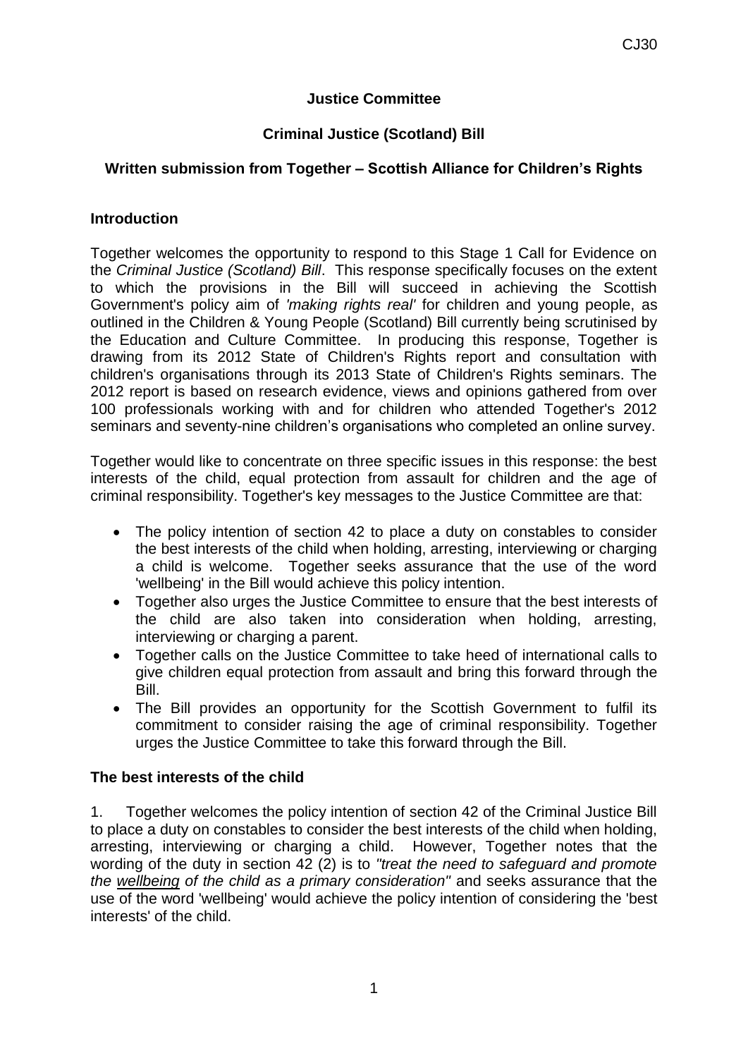**Justice Committee**

**Criminal Justice (Scotland) Bill**

**Written submission from Together – Scottish Alliance for Children's Rights**

**Introduction**

Together welcomes the opportunity to respond to this Stage 1 Call for Evidence on the *Criminal Justice (Scotland) Bill*. This response specifically focuses on the extent to which the provisions in the Bill will succeed in achieving the Scottish Government's policy aim of *'making rights real'* for children and young people, as outlined in the Children & Young People (Scotland) Bill currently being scrutinised by the Education and Culture Committee. In producing this response, Together is drawing from its 2012 State of Children's Rights report and consultation with children's organisations through its 2013 State of Children's Rights seminars. The 2012 report is based on research evidence, views and opinions gathered from over 100 professionals working with and for children who attended Together's 2012 seminars and seventy-nine children's organisations who completed an online survey.

Together would like to concentrate on three specific issues in this response: the best interests of the child, equal protection from assault for children and the age of criminal responsibility. Together's key messages to the Justice Committee are that:

- The policy intention of section 42 to place a duty on constables to consider the best interests of the child when holding, arresting, interviewing or charging a child is welcome. Together seeks assurance that the use of the word 'wellbeing' in the Bill would achieve this policy intention.
- Together also urges the Justice Committee to ensure that the best interests of the child are also taken into consideration when holding, arresting, interviewing or charging a parent.
- Together calls on the Justice Committee to take heed of international calls to give children equal protection from assault and bring this forward through the Bill.
- The Bill provides an opportunity for the Scottish Government to fulfil its commitment to consider raising the age of criminal responsibility. Together urges the Justice Committee to take this forward through the Bill.

**The best interests of the child**

1. Together welcomes the policy intention of section 42 of the Criminal Justice Bill to place a duty on constables to consider the best interests of the child when holding, arresting, interviewing or charging a child. However, Together notes that the wording of the duty in section 42 (2) is to *"treat the need to safeguard and promote the* *__wellbeing__* *of the child as a primary consideration"* and seeks assurance that the use of the word 'wellbeing' would achieve the policy intention of considering the 'best interests' of the child.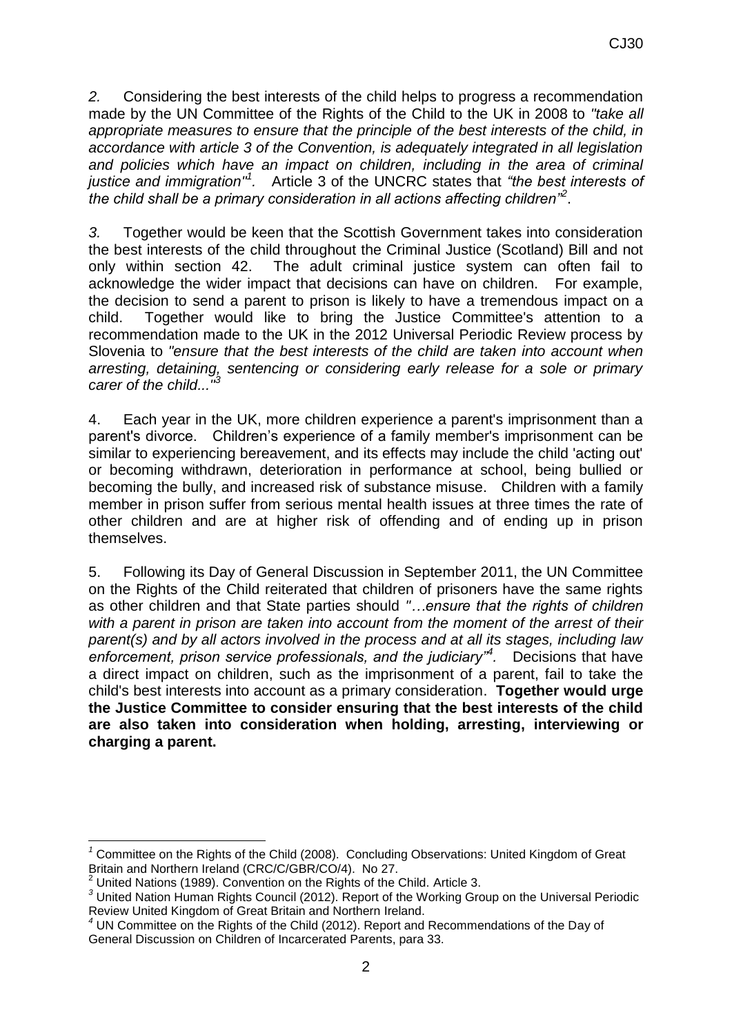*2.* Considering the best interests of the child helps to progress a recommendation made by the UN Committee of the Rights of the Child to the UK in 2008 to *"take all appropriate measures to ensure that the principle of the best interests of the child, in accordance with article 3 of the Convention, is adequately integrated in all legislation and policies which have an impact on children, including in the area of criminal justice and immigration"[1].* Article 3 of the UNCRC states that *"the best interests of the child shall be a primary consideration in all actions affecting children"[2]*.

*3.* Together would be keen that the Scottish Government takes into consideration the best interests of the child throughout the Criminal Justice (Scotland) Bill and not only within section 42. The adult criminal justice system can often fail to acknowledge the wider impact that decisions can have on children. For example, the decision to send a parent to prison is likely to have a tremendous impact on a child. Together would like to bring the Justice Committee's attention to a recommendation made to the UK in the 2012 Universal Periodic Review process by Slovenia to *"ensure that the best interests of the child are taken into account when arresting, detaining, sentencing or considering early release for a sole or primary carer of the child..."[3]*

4. Each year in the UK, more children experience a parent's imprisonment than a parent's divorce. Children's experience of a family member's imprisonment can be similar to experiencing bereavement, and its effects may include the child 'acting out' or becoming withdrawn, deterioration in performance at school, being bullied or becoming the bully, and increased risk of substance misuse. Children with a family member in prison suffer from serious mental health issues at three times the rate of other children and are at higher risk of offending and of ending up in prison themselves.

5. Following its Day of General Discussion in September 2011, the UN Committee on the Rights of the Child reiterated that children of prisoners have the same rights as other children and that State parties should *"…ensure that the rights of children with a parent in prison are taken into account from the moment of the arrest of their parent(s) and by all actors involved in the process and at all its stages, including law enforcement, prison service professionals, and the judiciary"[4].* Decisions that have a direct impact on children, such as the imprisonment of a parent, fail to take the child's best interests into account as a primary consideration. **Together would urge the Justice Committee to consider ensuring that the best interests of the child are also taken into consideration when holding, arresting, interviewing or charging a parent.**

---

[1] Committee on the Rights of the Child (2008). Concluding Observations: United Kingdom of Great Britain and Northern Ireland (CRC/C/GBR/CO/4). No 27.

[2] United Nations (1989). Convention on the Rights of the Child. Article 3.

[3] United Nation Human Rights Council (2012). Report of the Working Group on the Universal Periodic Review United Kingdom of Great Britain and Northern Ireland.

[4] UN Committee on the Rights of the Child (2012). Report and Recommendations of the Day of General Discussion on Children of Incarcerated Parents, para 33.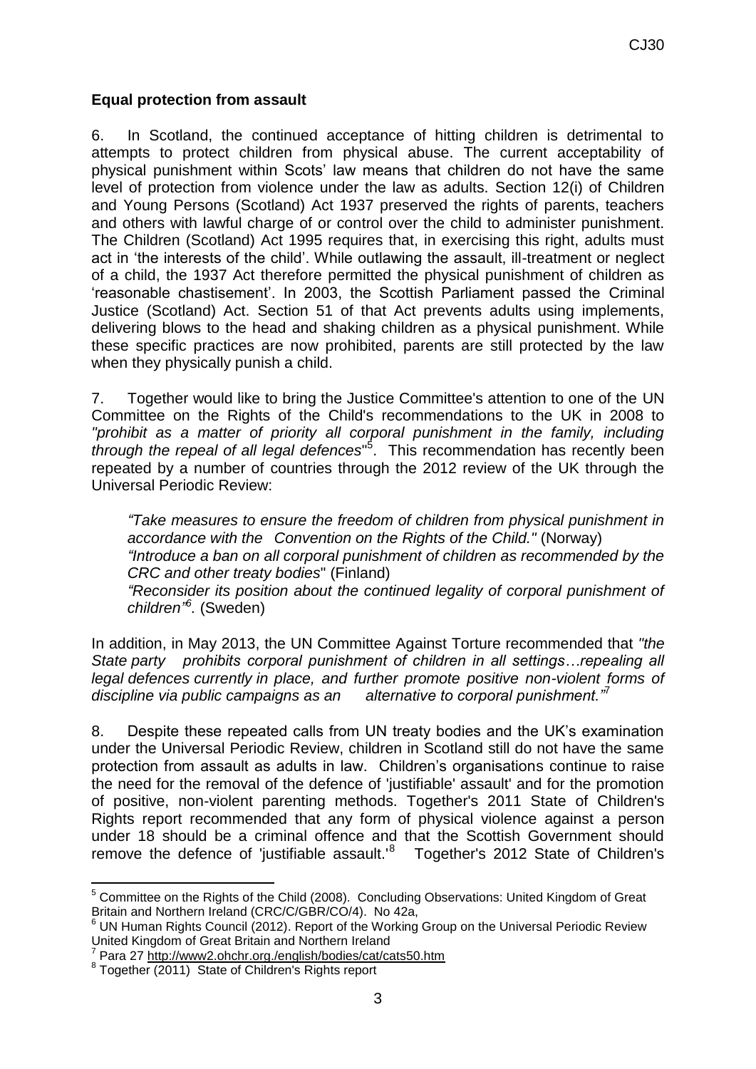## Equal protection from assault

6. In Scotland, the continued acceptance of hitting children is detrimental to attempts to protect children from physical abuse. The current acceptability of physical punishment within Scots' law means that children do not have the same level of protection from violence under the law as adults. Section 12(i) of Children and Young Persons (Scotland) Act 1937 preserved the rights of parents, teachers and others with lawful charge of or control over the child to administer punishment. The Children (Scotland) Act 1995 requires that, in exercising this right, adults must act in 'the interests of the child'. While outlawing the assault, ill-treatment or neglect of a child, the 1937 Act therefore permitted the physical punishment of children as 'reasonable chastisement'. In 2003, the Scottish Parliament passed the Criminal Justice (Scotland) Act. Section 51 of that Act prevents adults using implements, delivering blows to the head and shaking children as a physical punishment. While these specific practices are now prohibited, parents are still protected by the law when they physically punish a child.

7. Together would like to bring the Justice Committee's attention to one of the UN Committee on the Rights of the Child's recommendations to the UK in 2008 to *"prohibit as a matter of priority all corporal punishment in the family, including through the repeal of all legal defences*"[5]. This recommendation has recently been repeated by a number of countries through the 2012 review of the UK through the Universal Periodic Review:

> *"Take measures to ensure the freedom of children from physical punishment in accordance with the Convention on the Rights of the Child."* (Norway)
>
> *"Introduce a ban on all corporal punishment of children as recommended by the CRC and other treaty bodies*" (Finland)
>
> *"Reconsider its position about the continued legality of corporal punishment of children"*[6]*.* (Sweden)

In addition, in May 2013, the UN Committee Against Torture recommended that *"the State party prohibits corporal punishment of children in all settings…repealing all legal defences currently in place, and further promote positive non-violent forms of discipline via public campaigns as an alternative to corporal punishment."*[7]

8. Despite these repeated calls from UN treaty bodies and the UK's examination under the Universal Periodic Review, children in Scotland still do not have the same protection from assault as adults in law. Children's organisations continue to raise the need for the removal of the defence of 'justifiable' assault' and for the promotion of positive, non-violent parenting methods. Together's 2011 State of Children's Rights report recommended that any form of physical violence against a person under 18 should be a criminal offence and that the Scottish Government should remove the defence of 'justifiable assault.'[8] Together's 2012 State of Children's

---

[5] Committee on the Rights of the Child (2008). Concluding Observations: United Kingdom of Great Britain and Northern Ireland (CRC/C/GBR/CO/4). No 42a,

[6] UN Human Rights Council (2012). Report of the Working Group on the Universal Periodic Review United Kingdom of Great Britain and Northern Ireland

[7] Para 27 http://www2.ohchr.org./english/bodies/cat/cats50.htm

[8] Together (2011) State of Children's Rights report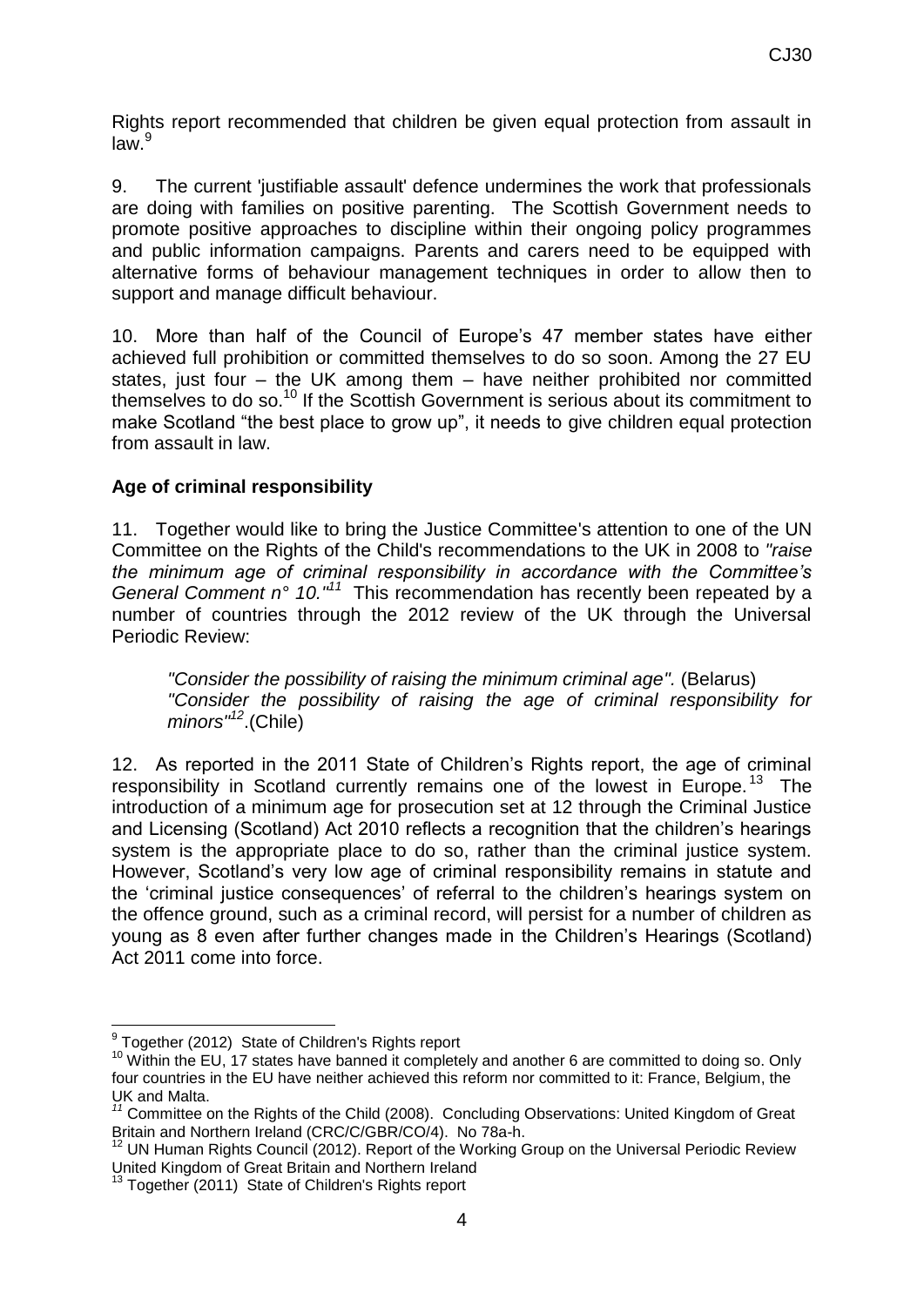Rights report recommended that children be given equal protection from assault in law.[9]

9. The current 'justifiable assault' defence undermines the work that professionals are doing with families on positive parenting. The Scottish Government needs to promote positive approaches to discipline within their ongoing policy programmes and public information campaigns. Parents and carers need to be equipped with alternative forms of behaviour management techniques in order to allow then to support and manage difficult behaviour.

10. More than half of the Council of Europe's 47 member states have either achieved full prohibition or committed themselves to do so soon. Among the 27 EU states, just four – the UK among them – have neither prohibited nor committed themselves to do so.[10] If the Scottish Government is serious about its commitment to make Scotland "the best place to grow up", it needs to give children equal protection from assault in law.

**Age of criminal responsibility**

11. Together would like to bring the Justice Committee's attention to one of the UN Committee on the Rights of the Child's recommendations to the UK in 2008 to *"raise the minimum age of criminal responsibility in accordance with the Committee's General Comment n° 10."*[11] This recommendation has recently been repeated by a number of countries through the 2012 review of the UK through the Universal Periodic Review:

> *"Consider the possibility of raising the minimum criminal age".* (Belarus)
> *"Consider the possibility of raising the age of criminal responsibility for minors"*[12].(Chile)

12. As reported in the 2011 State of Children's Rights report, the age of criminal responsibility in Scotland currently remains one of the lowest in Europe.[13] The introduction of a minimum age for prosecution set at 12 through the Criminal Justice and Licensing (Scotland) Act 2010 reflects a recognition that the children's hearings system is the appropriate place to do so, rather than the criminal justice system. However, Scotland's very low age of criminal responsibility remains in statute and the 'criminal justice consequences' of referral to the children's hearings system on the offence ground, such as a criminal record, will persist for a number of children as young as 8 even after further changes made in the Children's Hearings (Scotland) Act 2011 come into force.

---

[9] Together (2012) State of Children's Rights report

[10] Within the EU, 17 states have banned it completely and another 6 are committed to doing so. Only four countries in the EU have neither achieved this reform nor committed to it: France, Belgium, the UK and Malta.

[11] Committee on the Rights of the Child (2008). Concluding Observations: United Kingdom of Great Britain and Northern Ireland (CRC/C/GBR/CO/4). No 78a-h.

[12] UN Human Rights Council (2012). Report of the Working Group on the Universal Periodic Review United Kingdom of Great Britain and Northern Ireland

[13] Together (2011) State of Children's Rights report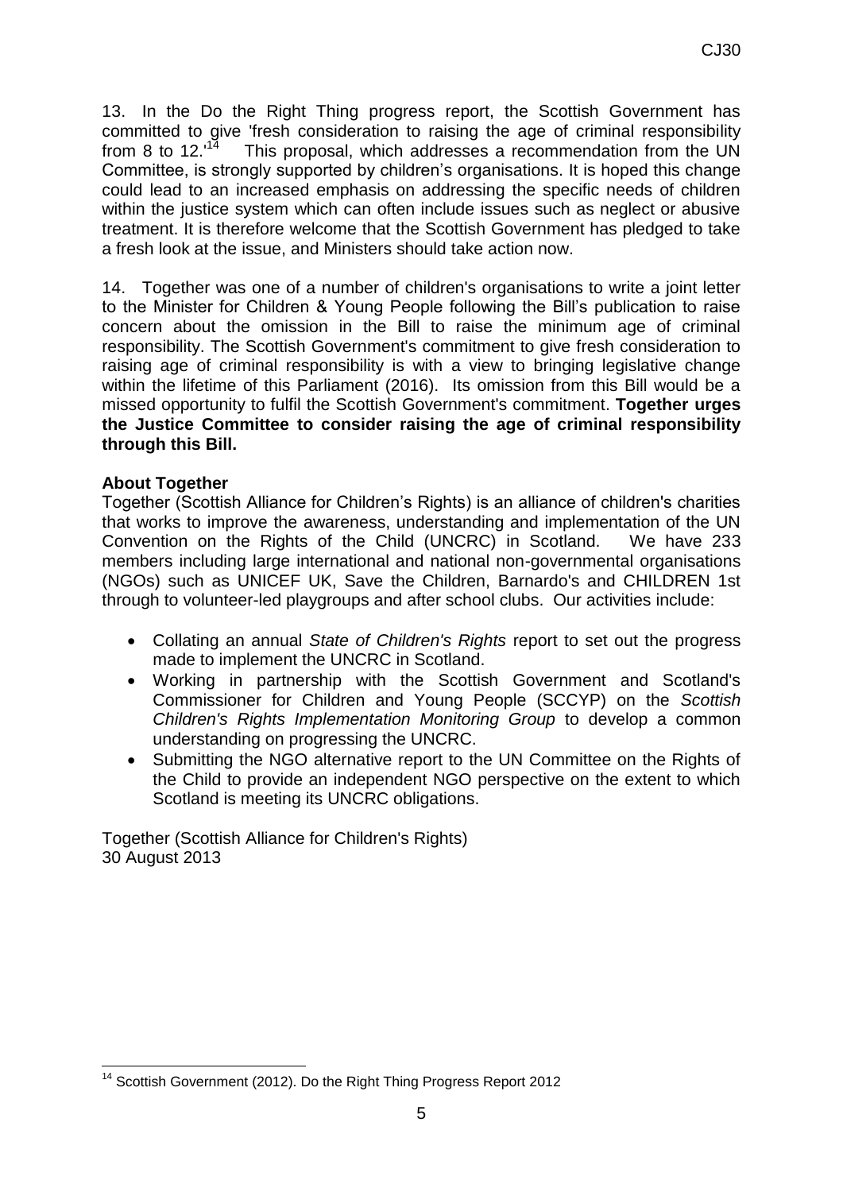13. In the Do the Right Thing progress report, the Scottish Government has committed to give 'fresh consideration to raising the age of criminal responsibility from 8 to 12.'[14] This proposal, which addresses a recommendation from the UN Committee, is strongly supported by children's organisations. It is hoped this change could lead to an increased emphasis on addressing the specific needs of children within the justice system which can often include issues such as neglect or abusive treatment. It is therefore welcome that the Scottish Government has pledged to take a fresh look at the issue, and Ministers should take action now.

14. Together was one of a number of children's organisations to write a joint letter to the Minister for Children & Young People following the Bill's publication to raise concern about the omission in the Bill to raise the minimum age of criminal responsibility. The Scottish Government's commitment to give fresh consideration to raising age of criminal responsibility is with a view to bringing legislative change within the lifetime of this Parliament (2016). Its omission from this Bill would be a missed opportunity to fulfil the Scottish Government's commitment. **Together urges the Justice Committee to consider raising the age of criminal responsibility through this Bill.**

**About Together**

Together (Scottish Alliance for Children's Rights) is an alliance of children's charities that works to improve the awareness, understanding and implementation of the UN Convention on the Rights of the Child (UNCRC) in Scotland. We have 233 members including large international and national non-governmental organisations (NGOs) such as UNICEF UK, Save the Children, Barnardo's and CHILDREN 1st through to volunteer-led playgroups and after school clubs. Our activities include:

- Collating an annual *State of Children's Rights* report to set out the progress made to implement the UNCRC in Scotland.
- Working in partnership with the Scottish Government and Scotland's Commissioner for Children and Young People (SCCYP) on the *Scottish Children's Rights Implementation Monitoring Group* to develop a common understanding on progressing the UNCRC.
- Submitting the NGO alternative report to the UN Committee on the Rights of the Child to provide an independent NGO perspective on the extent to which Scotland is meeting its UNCRC obligations.

Together (Scottish Alliance for Children's Rights)
30 August 2013

---

[14] Scottish Government (2012). Do the Right Thing Progress Report 2012